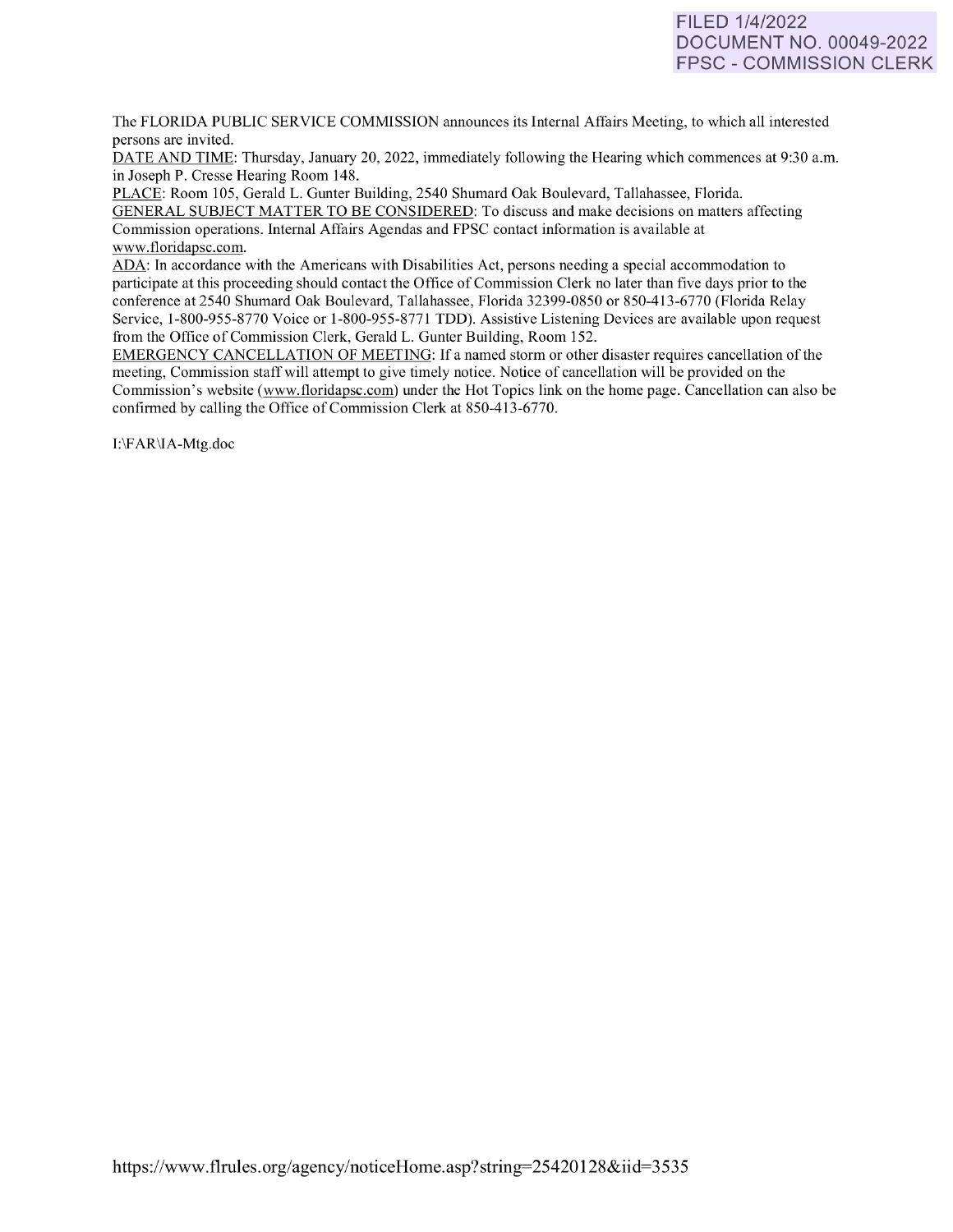FILED 1/4/2022
DOCUMENT NO. 00049-2022
FPSC - COMMISSION CLERK

The FLORIDA PUBLIC SERVICE COMMISSION announces its Internal Affairs Meeting, to which all interested persons are invited.

DATE AND TIME: Thursday, January 20, 2022, immediately following the Hearing which commences at 9:30 a.m. in Joseph P. Cresse Hearing Room 148.

PLACE: Room 105, Gerald L. Gunter Building, 2540 Shumard Oak Boulevard, Tallahassee, Florida.

GENERAL SUBJECT MATTER TO BE CONSIDERED: To discuss and make decisions on matters affecting Commission operations. Internal Affairs Agendas and FPSC contact information is available at www.floridapsc.com.

ADA: In accordance with the Americans with Disabilities Act, persons needing a special accommodation to participate at this proceeding should contact the Office of Commission Clerk no later than five days prior to the conference at 2540 Shumard Oak Boulevard, Tallahassee, Florida 32399-0850 or 850-413-6770 (Florida Relay Service, 1-800-955-8770 Voice or 1-800-955-8771 TDD). Assistive Listening Devices are available upon request from the Office of Commission Clerk, Gerald L. Gunter Building, Room 152.

EMERGENCY CANCELLATION OF MEETING: If a named storm or other disaster requires cancellation of the meeting, Commission staff will attempt to give timely notice. Notice of cancellation will be provided on the Commission's website (www.floridapsc.com) under the Hot Topics link on the home page. Cancellation can also be confirmed by calling the Office of Commission Clerk at 850-413-6770.

I:\FAR\IA-Mtg.doc

https://www.flrules.org/agency/noticeHome.asp?string=25420128&iid=3535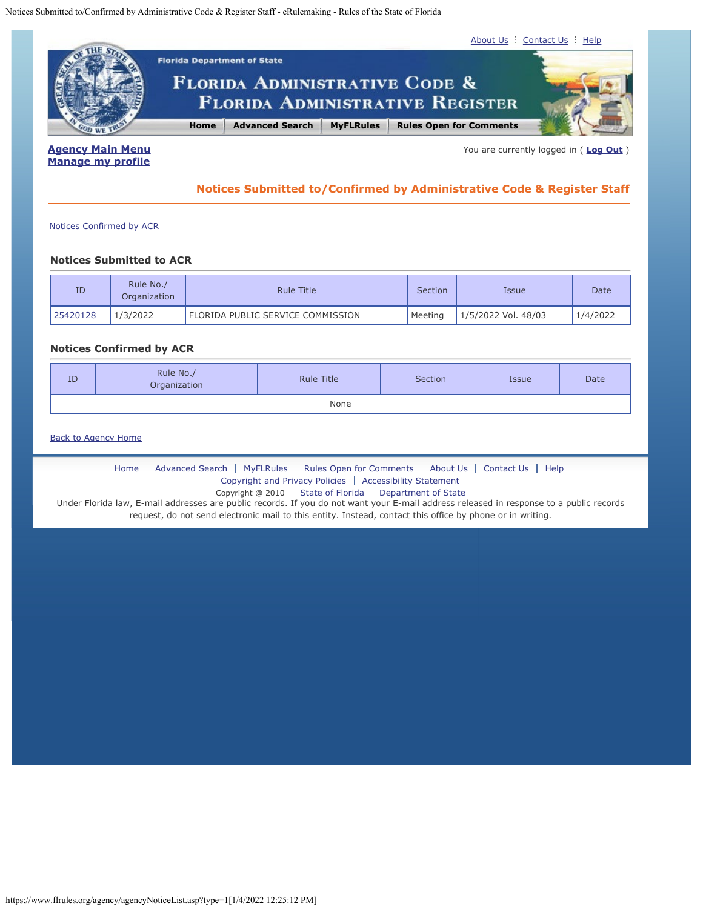About Us | Contact Us | Help

Florida Department of State

# Florida Administrative Code & Florida Administrative Register

Home | Advanced Search | MyFLRules | Rules Open for Comments

**Agency Main Menu**
**Manage my profile**

You are currently logged in ( **Log Out** )

## Notices Submitted to/Confirmed by Administrative Code & Register Staff

Notices Confirmed by ACR

### Notices Submitted to ACR

| ID | Rule No./ Organization | Rule Title | Section | Issue | Date |
|---|---|---|---|---|---|
| 25420128 | 1/3/2022 | FLORIDA PUBLIC SERVICE COMMISSION | Meeting | 1/5/2022 Vol. 48/03 | 1/4/2022 |

### Notices Confirmed by ACR

| ID | Rule No./ Organization | Rule Title | Section | Issue | Date |
|---|---|---|---|---|---|
| None | | | | | |

Back to Agency Home

Home | Advanced Search | MyFLRules | Rules Open for Comments | About Us | Contact Us | Help
Copyright and Privacy Policies | Accessibility Statement
Copyright @ 2010 State of Florida Department of State
Under Florida law, E-mail addresses are public records. If you do not want your E-mail address released in response to a public records request, do not send electronic mail to this entity. Instead, contact this office by phone or in writing.